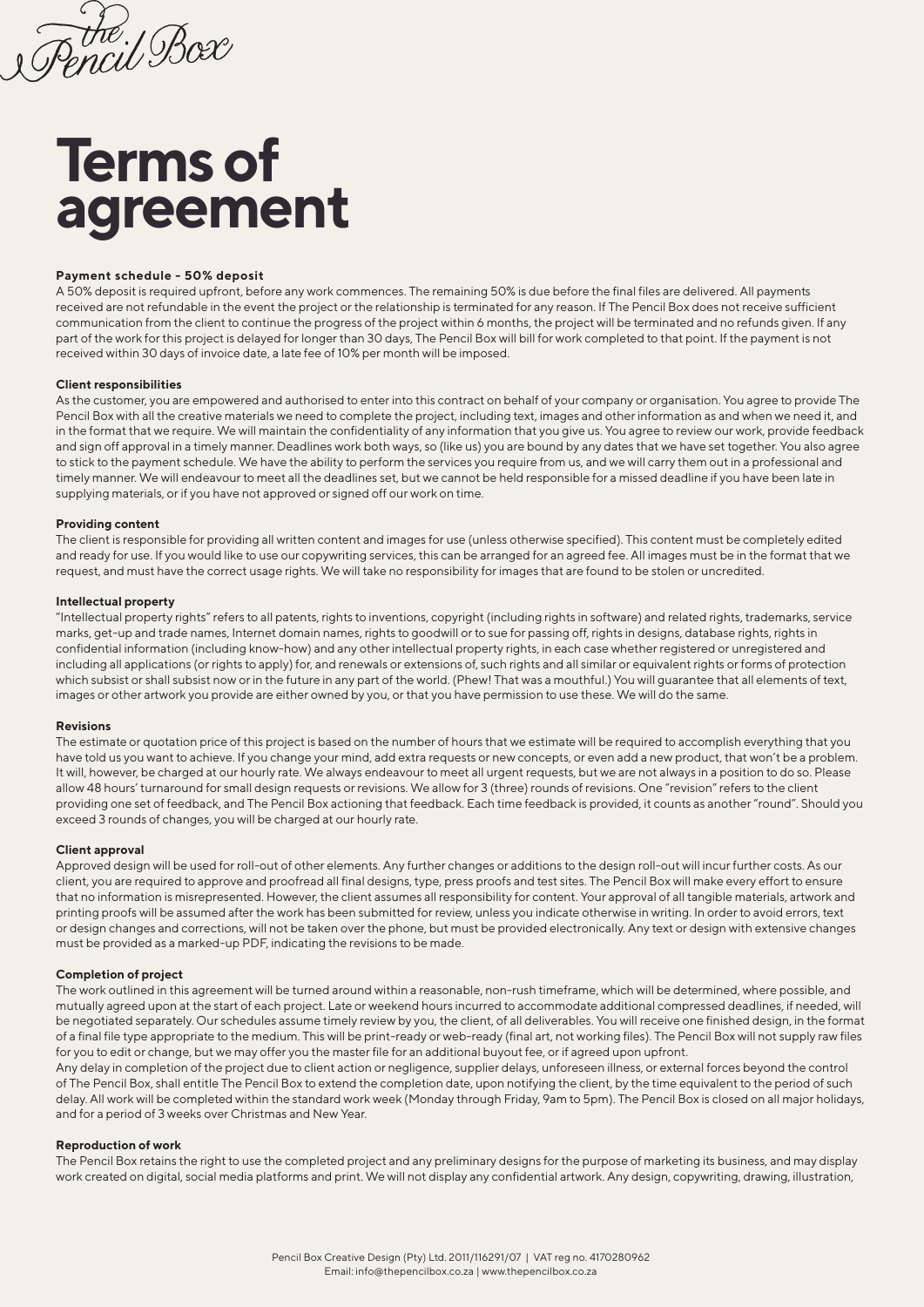The Pencil Box

# Terms of agreement

**Payment schedule – 50% deposit**

A 50% deposit is required upfront, before any work commences. The remaining 50% is due before the final files are delivered. All payments received are not refundable in the event the project or the relationship is terminated for any reason. If The Pencil Box does not receive sufficient communication from the client to continue the progress of the project within 6 months, the project will be terminated and no refunds given. If any part of the work for this project is delayed for longer than 30 days, The Pencil Box will bill for work completed to that point. If the payment is not received within 30 days of invoice date, a late fee of 10% per month will be imposed.

**Client responsibilities**

As the customer, you are empowered and authorised to enter into this contract on behalf of your company or organisation. You agree to provide The Pencil Box with all the creative materials we need to complete the project, including text, images and other information as and when we need it, and in the format that we require. We will maintain the confidentiality of any information that you give us. You agree to review our work, provide feedback and sign off approval in a timely manner. Deadlines work both ways, so (like us) you are bound by any dates that we have set together. You also agree to stick to the payment schedule. We have the ability to perform the services you require from us, and we will carry them out in a professional and timely manner. We will endeavour to meet all the deadlines set, but we cannot be held responsible for a missed deadline if you have been late in supplying materials, or if you have not approved or signed off our work on time.

**Providing content**

The client is responsible for providing all written content and images for use (unless otherwise specified). This content must be completely edited and ready for use. If you would like to use our copywriting services, this can be arranged for an agreed fee. All images must be in the format that we request, and must have the correct usage rights. We will take no responsibility for images that are found to be stolen or uncredited.

**Intellectual property**

"Intellectual property rights" refers to all patents, rights to inventions, copyright (including rights in software) and related rights, trademarks, service marks, get-up and trade names, Internet domain names, rights to goodwill or to sue for passing off, rights in designs, database rights, rights in confidential information (including know-how) and any other intellectual property rights, in each case whether registered or unregistered and including all applications (or rights to apply) for, and renewals or extensions of, such rights and all similar or equivalent rights or forms of protection which subsist or shall subsist now or in the future in any part of the world. (Phew! That was a mouthful.) You will guarantee that all elements of text, images or other artwork you provide are either owned by you, or that you have permission to use these. We will do the same.

**Revisions**

The estimate or quotation price of this project is based on the number of hours that we estimate will be required to accomplish everything that you have told us you want to achieve. If you change your mind, add extra requests or new concepts, or even add a new product, that won't be a problem. It will, however, be charged at our hourly rate. We always endeavour to meet all urgent requests, but we are not always in a position to do so. Please allow 48 hours' turnaround for small design requests or revisions. We allow for 3 (three) rounds of revisions. One "revision" refers to the client providing one set of feedback, and The Pencil Box actioning that feedback. Each time feedback is provided, it counts as another "round". Should you exceed 3 rounds of changes, you will be charged at our hourly rate.

**Client approval**

Approved design will be used for roll-out of other elements. Any further changes or additions to the design roll-out will incur further costs. As our client, you are required to approve and proofread all final designs, type, press proofs and test sites. The Pencil Box will make every effort to ensure that no information is misrepresented. However, the client assumes all responsibility for content. Your approval of all tangible materials, artwork and printing proofs will be assumed after the work has been submitted for review, unless you indicate otherwise in writing. In order to avoid errors, text or design changes and corrections, will not be taken over the phone, but must be provided electronically. Any text or design with extensive changes must be provided as a marked-up PDF, indicating the revisions to be made.

**Completion of project**

The work outlined in this agreement will be turned around within a reasonable, non-rush timeframe, which will be determined, where possible, and mutually agreed upon at the start of each project. Late or weekend hours incurred to accommodate additional compressed deadlines, if needed, will be negotiated separately. Our schedules assume timely review by you, the client, of all deliverables. You will receive one finished design, in the format of a final file type appropriate to the medium. This will be print-ready or web-ready (final art, not working files). The Pencil Box will not supply raw files for you to edit or change, but we may offer you the master file for an additional buyout fee, or if agreed upon upfront.

Any delay in completion of the project due to client action or negligence, supplier delays, unforeseen illness, or external forces beyond the control of The Pencil Box, shall entitle The Pencil Box to extend the completion date, upon notifying the client, by the time equivalent to the period of such delay. All work will be completed within the standard work week (Monday through Friday, 9am to 5pm). The Pencil Box is closed on all major holidays, and for a period of 3 weeks over Christmas and New Year.

**Reproduction of work**

The Pencil Box retains the right to use the completed project and any preliminary designs for the purpose of marketing its business, and may display work created on digital, social media platforms and print. We will not display any confidential artwork. Any design, copywriting, drawing, illustration,

Pencil Box Creative Design (Pty) Ltd. 2011/116291/07 | VAT reg no. 4170280962
Email: info@thepencilbox.co.za | www.thepencilbox.co.za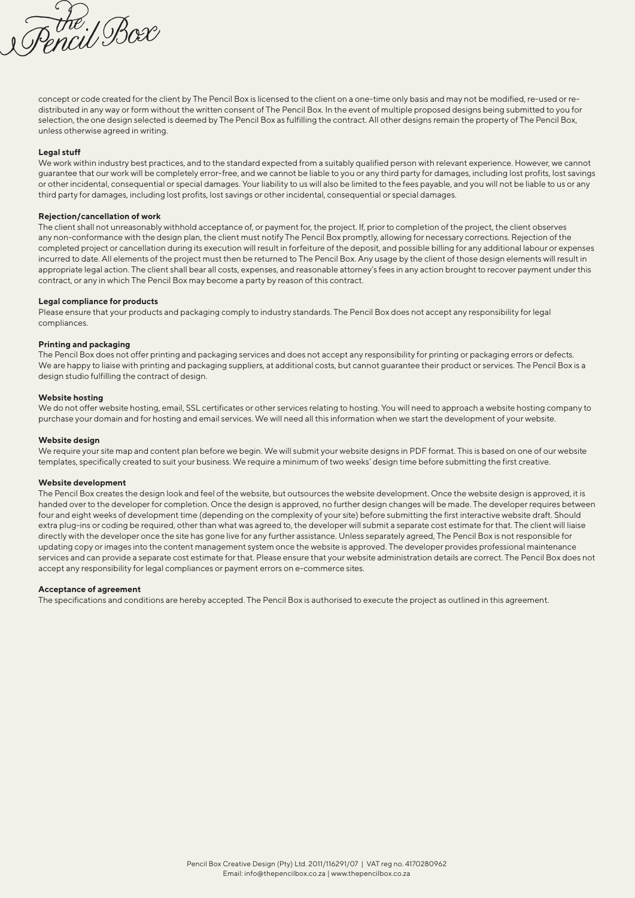concept or code created for the client by The Pencil Box is licensed to the client on a one-time only basis and may not be modified, re-used or re-distributed in any way or form without the written consent of The Pencil Box. In the event of multiple proposed designs being submitted to you for selection, the one design selected is deemed by The Pencil Box as fulfilling the contract. All other designs remain the property of The Pencil Box, unless otherwise agreed in writing.

**Legal stuff**

We work within industry best practices, and to the standard expected from a suitably qualified person with relevant experience. However, we cannot guarantee that our work will be completely error-free, and we cannot be liable to you or any third party for damages, including lost profits, lost savings or other incidental, consequential or special damages. Your liability to us will also be limited to the fees payable, and you will not be liable to us or any third party for damages, including lost profits, lost savings or other incidental, consequential or special damages.

**Rejection/cancellation of work**

The client shall not unreasonably withhold acceptance of, or payment for, the project. If, prior to completion of the project, the client observes any non-conformance with the design plan, the client must notify The Pencil Box promptly, allowing for necessary corrections. Rejection of the completed project or cancellation during its execution will result in forfeiture of the deposit, and possible billing for any additional labour or expenses incurred to date. All elements of the project must then be returned to The Pencil Box. Any usage by the client of those design elements will result in appropriate legal action. The client shall bear all costs, expenses, and reasonable attorney's fees in any action brought to recover payment under this contract, or any in which The Pencil Box may become a party by reason of this contract.

**Legal compliance for products**

Please ensure that your products and packaging comply to industry standards. The Pencil Box does not accept any responsibility for legal compliances.

**Printing and packaging**

The Pencil Box does not offer printing and packaging services and does not accept any responsibility for printing or packaging errors or defects. We are happy to liaise with printing and packaging suppliers, at additional costs, but cannot guarantee their product or services. The Pencil Box is a design studio fulfilling the contract of design.

**Website hosting**

We do not offer website hosting, email, SSL certificates or other services relating to hosting. You will need to approach a website hosting company to purchase your domain and for hosting and email services. We will need all this information when we start the development of your website.

**Website design**

We require your site map and content plan before we begin. We will submit your website designs in PDF format. This is based on one of our website templates, specifically created to suit your business. We require a minimum of two weeks' design time before submitting the first creative.

**Website development**

The Pencil Box creates the design look and feel of the website, but outsources the website development. Once the website design is approved, it is handed over to the developer for completion. Once the design is approved, no further design changes will be made. The developer requires between four and eight weeks of development time (depending on the complexity of your site) before submitting the first interactive website draft. Should extra plug-ins or coding be required, other than what was agreed to, the developer will submit a separate cost estimate for that. The client will liaise directly with the developer once the site has gone live for any further assistance. Unless separately agreed, The Pencil Box is not responsible for updating copy or images into the content management system once the website is approved. The developer provides professional maintenance services and can provide a separate cost estimate for that. Please ensure that your website administration details are correct. The Pencil Box does not accept any responsibility for legal compliances or payment errors on e-commerce sites.

**Acceptance of agreement**

The specifications and conditions are hereby accepted. The Pencil Box is authorised to execute the project as outlined in this agreement.